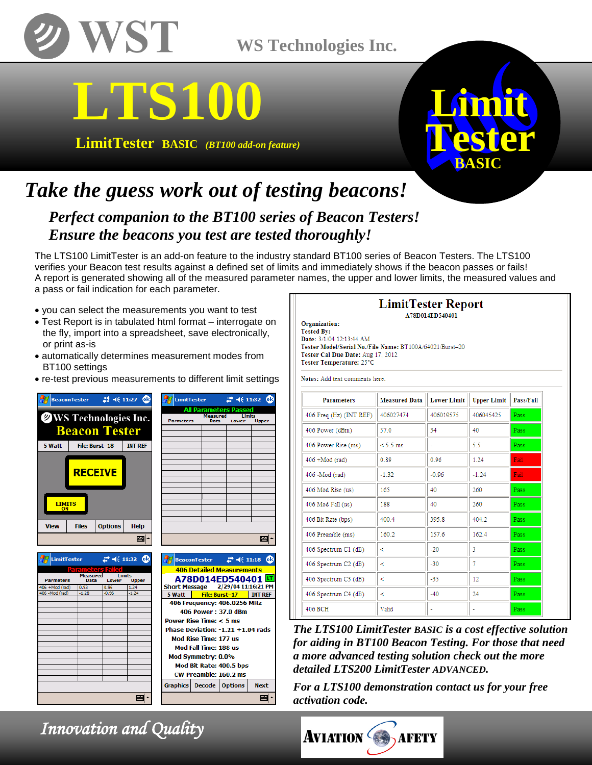# WST

WS Technologies Inc.

# LTS100

**LimitTester BASIC** *(BT100 add-on feature)*

**Limit Tester BASIC**

## *Take the guess work out of testing beacons!*

### *Perfect companion to the BT100 series of Beacon Testers!*
### *Ensure the beacons you test are tested thoroughly!*

The LTS100 LimitTester is an add-on feature to the industry standard BT100 series of Beacon Testers. The LTS100 verifies your Beacon test results against a defined set of limits and immediately shows if the beacon passes or fails! A report is generated showing all of the measured parameter names, the upper and lower limits, the measured values and a pass or fail indication for each parameter.

- you can select the measurements you want to test
- Test Report is in tabulated html format – interrogate on the fly, import into a spreadsheet, save electronically, or print as-is
- automatically determines measurement modes from BT100 settings
- re-test previous measurements to different limit settings

**LimitTester Report**
A78D014ED540401

**Organization:**
**Tested By:**
**Date:** 3/1/04 12:13:44 AM
**Tester Model/Serial No./File Name:** BT100A/64021/Burst–20
**Tester Cal Due Date:** Aug 17, 2012
**Tester Temperature:** 25°C

**Notes:** Add text comments here.

| Parameters | Measured Data | Lower Limit | Upper Limit | Pass/Fail |
|---|---|---|---|---|
| 406 Freq (Hz) (INT REF) | 406027474 | 406019575 | 406045425 | Pass |
| 406 Power (dBm) | 37.0 | 34 | 40 | Pass |
| 406 Power Rise (ms) | < 5.5 ms | - | 5.5 | Pass |
| 406 +Mod (rad) | 0.89 | 0.96 | 1.24 | Fail |
| 406 -Mod (rad) | -1.32 | -0.96 | -1.24 | Fail |
| 406 Mod Rise (us) | 165 | 40 | 260 | Pass |
| 406 Mod Fall (us) | 188 | 40 | 260 | Pass |
| 406 Bit Rate (bps) | 400.4 | 395.8 | 404.2 | Pass |
| 406 Preamble (ms) | 160.2 | 157.6 | 162.4 | Pass |
| 406 Spectrum C1 (dB) | < | -20 | 3 | Pass |
| 406 Spectrum C2 (dB) | < | -30 | 7 | Pass |
| 406 Spectrum C3 (dB) | < | -35 | 12 | Pass |
| 406 Spectrum C4 (dB) | < | -40 | 24 | Pass |
| 406 BCH | Valid | - | - | Pass |

*The LTS100 LimitTester* ***BASIC*** *is a cost effective solution for aiding in BT100 Beacon Testing. For those that need a more advanced testing solution check out the more detailed LTS200 LimitTester* ***ADVANCED.***

*For a LTS100 demonstration contact us for your free activation code.*

*Innovation and Quality*

AVIATION SAFETY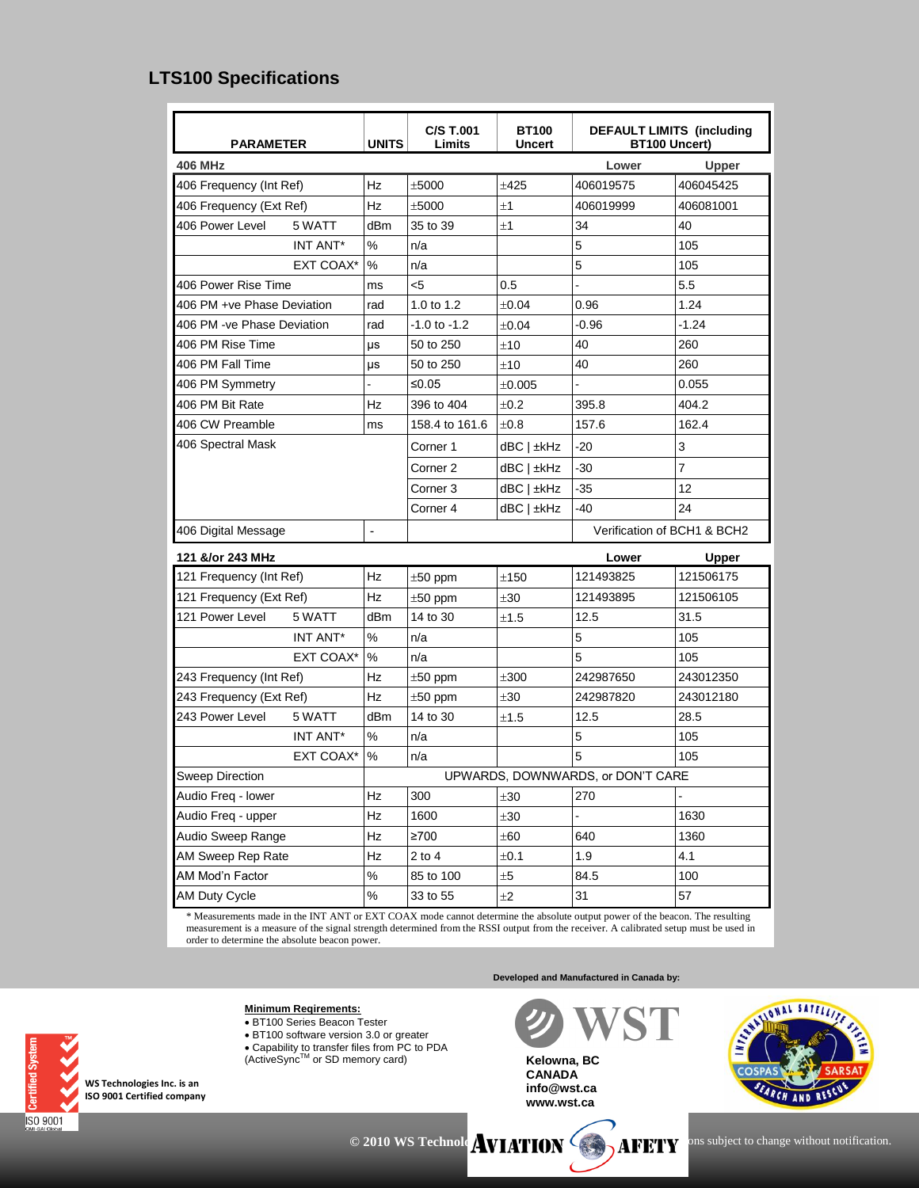## LTS100 Specifications

| PARAMETER | | UNITS | C/S T.001 Limits | BT100 Uncert | DEFAULT LIMITS (including BT100 Uncert) | |
|---|---|---|---|---|---|---|
| **406 MHz** | | | | | **Lower** | **Upper** |
| 406 Frequency (Int Ref) | | Hz | ±5000 | ±425 | 406019575 | 406045425 |
| 406 Frequency (Ext Ref) | | Hz | ±5000 | ±1 | 406019999 | 406081001 |
| 406 Power Level | 5 WATT | dBm | 35 to 39 | ±1 | 34 | 40 |
| | INT ANT* | % | n/a | | 5 | 105 |
| | EXT COAX* | % | n/a | | 5 | 105 |
| 406 Power Rise Time | | ms | <5 | 0.5 | - | 5.5 |
| 406 PM +ve Phase Deviation | | rad | 1.0 to 1.2 | ±0.04 | 0.96 | 1.24 |
| 406 PM -ve Phase Deviation | | rad | -1.0 to -1.2 | ±0.04 | -0.96 | -1.24 |
| 406 PM Rise Time | | µs | 50 to 250 | ±10 | 40 | 260 |
| 406 PM Fall Time | | µs | 50 to 250 | ±10 | 40 | 260 |
| 406 PM Symmetry | | - | ≤0.05 | ±0.005 | - | 0.055 |
| 406 PM Bit Rate | | Hz | 396 to 404 | ±0.2 | 395.8 | 404.2 |
| 406 CW Preamble | | ms | 158.4 to 161.6 | ±0.8 | 157.6 | 162.4 |
| 406 Spectral Mask | | | Corner 1 | dBC \| ±kHz | -20 | 3 |
| | | | Corner 2 | dBC \| ±kHz | -30 | 7 |
| | | | Corner 3 | dBC \| ±kHz | -35 | 12 |
| | | | Corner 4 | dBC \| ±kHz | -40 | 24 |
| 406 Digital Message | | - | | | Verification of BCH1 & BCH2 | |
| **121 &/or 243 MHz** | | | | | **Lower** | **Upper** |
| 121 Frequency (Int Ref) | | Hz | ±50 ppm | ±150 | 121493825 | 121506175 |
| 121 Frequency (Ext Ref) | | Hz | ±50 ppm | ±30 | 121493895 | 121506105 |
| 121 Power Level | 5 WATT | dBm | 14 to 30 | ±1.5 | 12.5 | 31.5 |
| | INT ANT* | % | n/a | | 5 | 105 |
| | EXT COAX* | % | n/a | | 5 | 105 |
| 243 Frequency (Int Ref) | | Hz | ±50 ppm | ±300 | 242987650 | 243012350 |
| 243 Frequency (Ext Ref) | | Hz | ±50 ppm | ±30 | 242987820 | 243012180 |
| 243 Power Level | 5 WATT | dBm | 14 to 30 | ±1.5 | 12.5 | 28.5 |
| | INT ANT* | % | n/a | | 5 | 105 |
| | EXT COAX* | % | n/a | | 5 | 105 |
| Sweep Direction | | UPWARDS, DOWNWARDS, or DON'T CARE | | | | |
| Audio Freq - lower | | Hz | 300 | ±30 | 270 | - |
| Audio Freq - upper | | Hz | 1600 | ±30 | - | 1630 |
| Audio Sweep Range | | Hz | ≥700 | ±60 | 640 | 1360 |
| AM Sweep Rep Rate | | Hz | 2 to 4 | ±0.1 | 1.9 | 4.1 |
| AM Mod'n Factor | | % | 85 to 100 | ±5 | 84.5 | 100 |
| AM Duty Cycle | | % | 33 to 55 | ±2 | 31 | 57 |

* Measurements made in the INT ANT or EXT COAX mode cannot determine the absolute output power of the beacon. The resulting measurement is a measure of the signal strength determined from the RSSI output from the receiver. A calibrated setup must be used in order to determine the absolute beacon power.

Developed and Manufactured in Canada by:

**Minimum Reqirements:**
- BT100 Series Beacon Tester
- BT100 software version 3.0 or greater
- Capability to transfer files from PC to PDA (ActiveSync™ or SD memory card)

WST
Kelowna, BC
CANADA
info@wst.ca
www.wst.ca

WS Technologies Inc. is an ISO 9001 Certified company

© 2010 WS Technol... ...ons subject to change without notification.